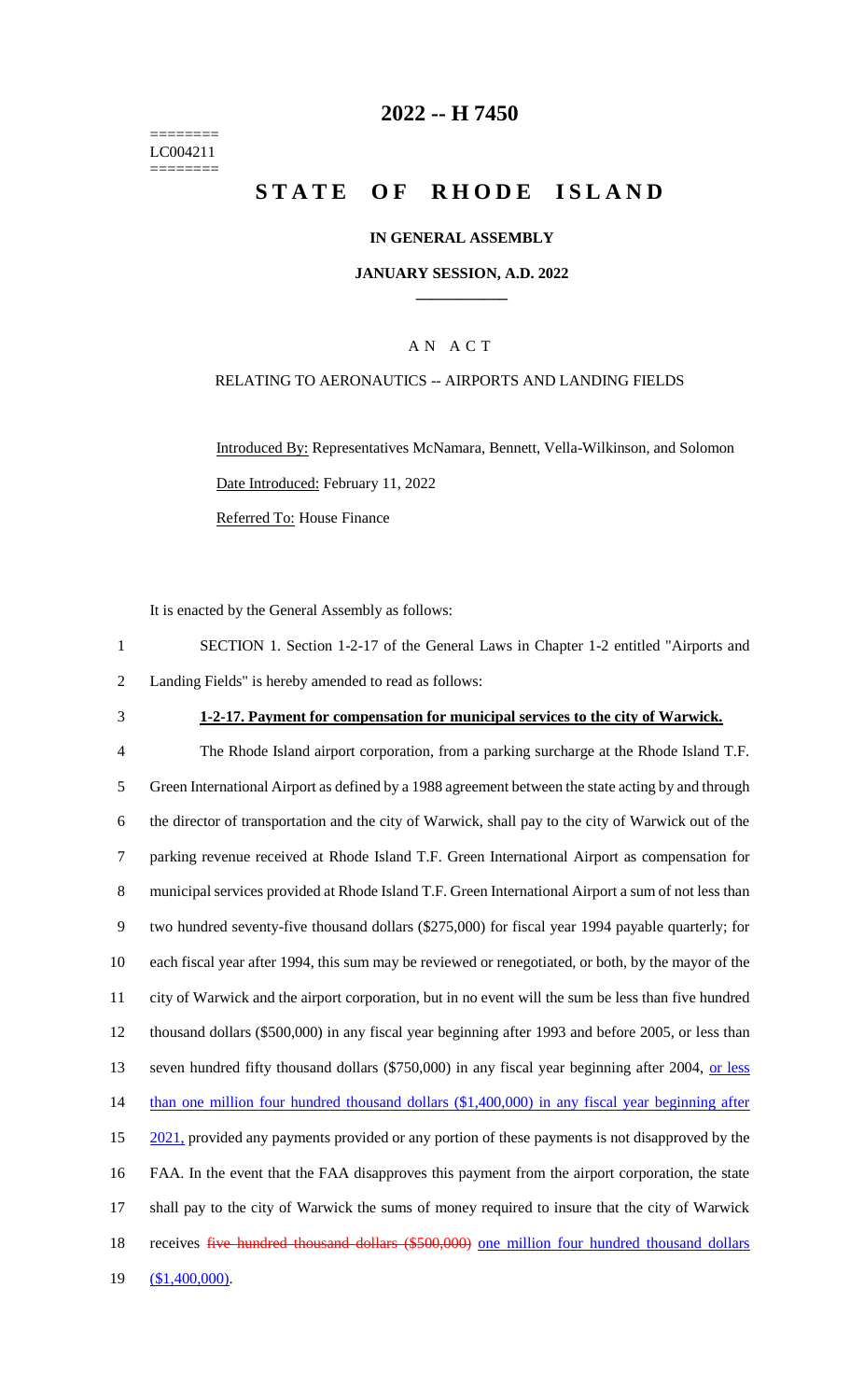# 2022 -- H 7450

========
LC004211
========

# STATE OF RHODE ISLAND

## IN GENERAL ASSEMBLY

### JANUARY SESSION, A.D. 2022

---

A N A C T

RELATING TO AERONAUTICS -- AIRPORTS AND LANDING FIELDS

Introduced By: Representatives McNamara, Bennett, Vella-Wilkinson, and Solomon

Date Introduced: February 11, 2022

Referred To: House Finance

It is enacted by the General Assembly as follows:

1 SECTION 1. Section 1-2-17 of the General Laws in Chapter 1-2 entitled "Airports and
2 Landing Fields" is hereby amended to read as follows:

3 **1-2-17. Payment for compensation for municipal services to the city of Warwick.**

4 The Rhode Island airport corporation, from a parking surcharge at the Rhode Island T.F.
5 Green International Airport as defined by a 1988 agreement between the state acting by and through
6 the director of transportation and the city of Warwick, shall pay to the city of Warwick out of the
7 parking revenue received at Rhode Island T.F. Green International Airport as compensation for
8 municipal services provided at Rhode Island T.F. Green International Airport a sum of not less than
9 two hundred seventy-five thousand dollars ($275,000) for fiscal year 1994 payable quarterly; for
10 each fiscal year after 1994, this sum may be reviewed or renegotiated, or both, by the mayor of the
11 city of Warwick and the airport corporation, but in no event will the sum be less than five hundred
12 thousand dollars ($500,000) in any fiscal year beginning after 1993 and before 2005, or less than
13 seven hundred fifty thousand dollars ($750,000) in any fiscal year beginning after 2004, <u>or less</u>
14 <u>than one million four hundred thousand dollars ($1,400,000) in any fiscal year beginning after</u>
15 <u>2021,</u> provided any payments provided or any portion of these payments is not disapproved by the
16 FAA. In the event that the FAA disapproves this payment from the airport corporation, the state
17 shall pay to the city of Warwick the sums of money required to insure that the city of Warwick
18 receives ~~five hundred thousand dollars ($500,000)~~ <u>one million four hundred thousand dollars</u>
19 <u>($1,400,000)</u>.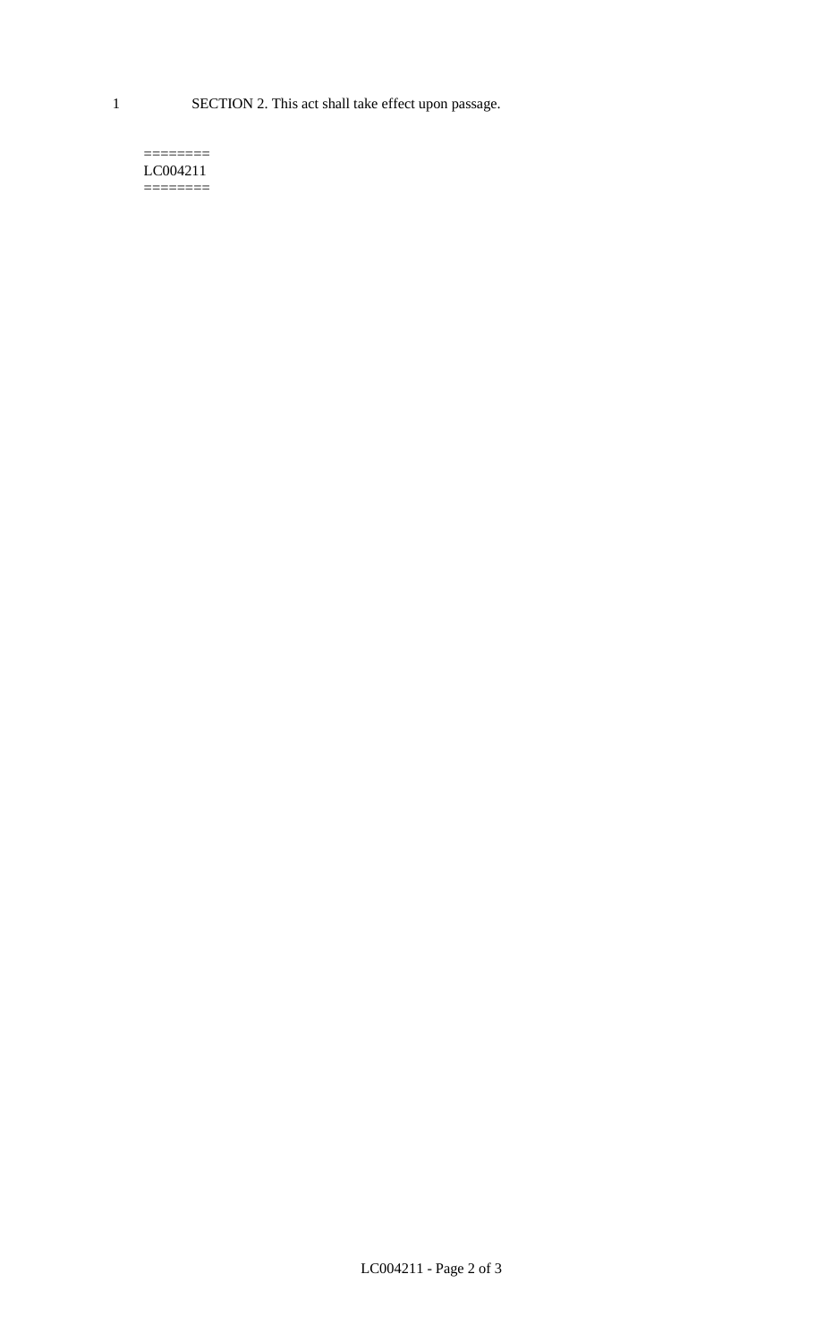1 SECTION 2. This act shall take effect upon passage.

========
LC004211
========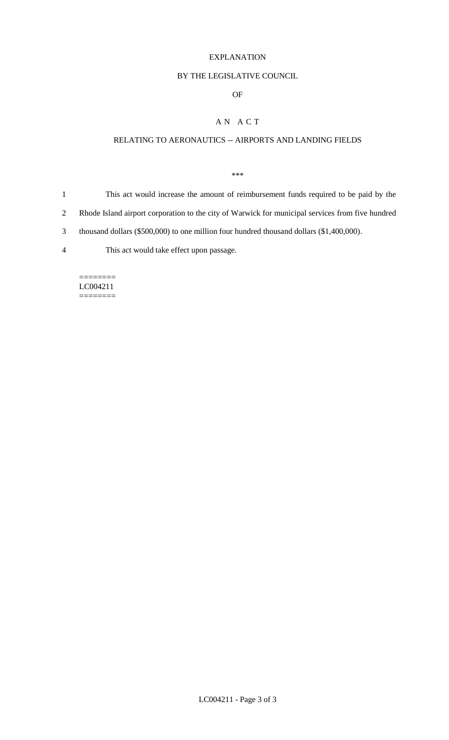EXPLANATION

BY THE LEGISLATIVE COUNCIL

OF

A N A C T

RELATING TO AERONAUTICS -- AIRPORTS AND LANDING FIELDS

\*\*\*

This act would increase the amount of reimbursement funds required to be paid by the Rhode Island airport corporation to the city of Warwick for municipal services from five hundred thousand dollars ($500,000) to one million four hundred thousand dollars ($1,400,000).

This act would take effect upon passage.

========
LC004211
========